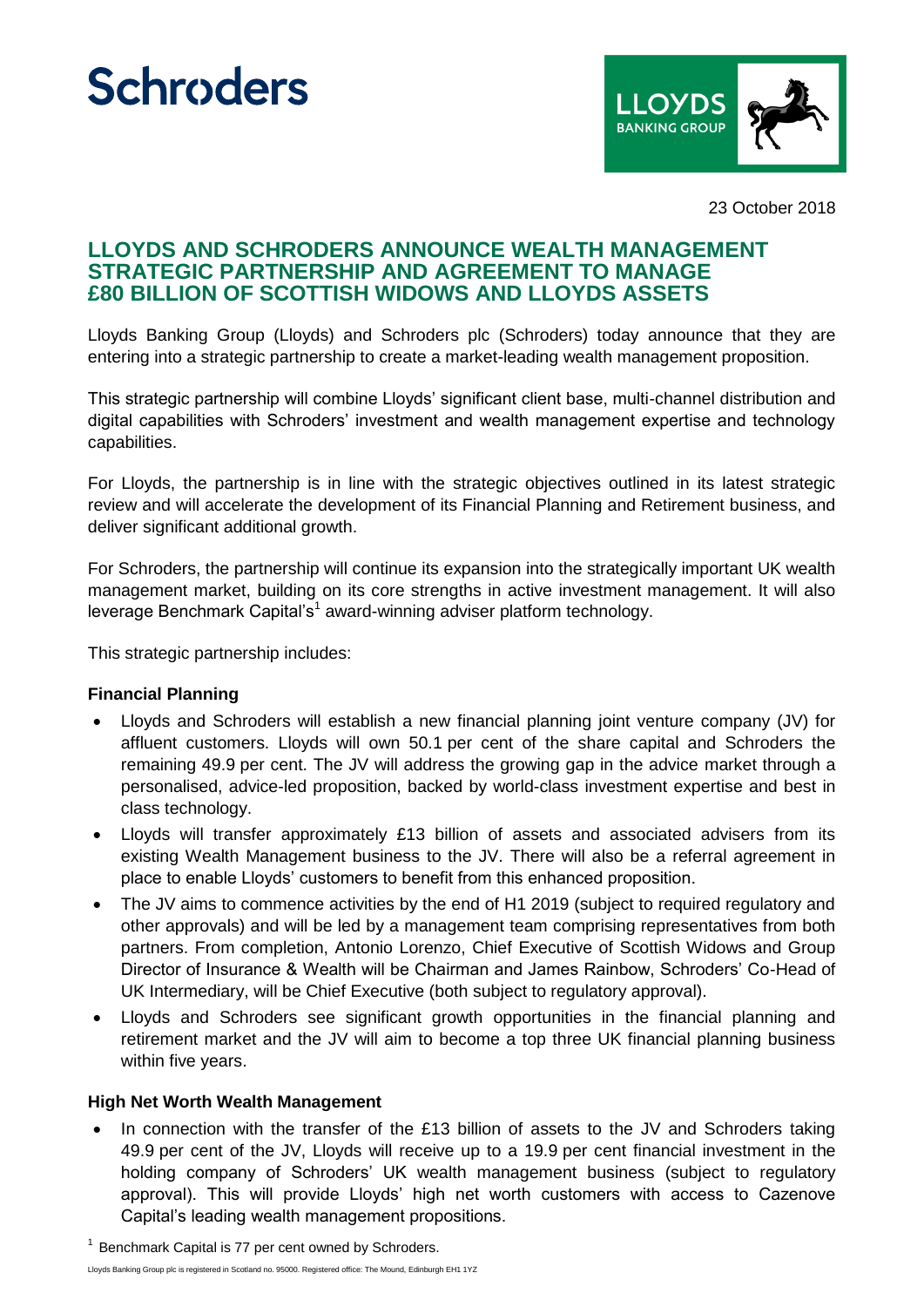23 October 2018

# LLOYDS AND SCHRODERS ANNOUNCE WEALTH MANAGEMENT STRATEGIC PARTNERSHIP AND AGREEMENT TO MANAGE £80 BILLION OF SCOTTISH WIDOWS AND LLOYDS ASSETS

Lloyds Banking Group (Lloyds) and Schroders plc (Schroders) today announce that they are entering into a strategic partnership to create a market-leading wealth management proposition.

This strategic partnership will combine Lloyds' significant client base, multi-channel distribution and digital capabilities with Schroders' investment and wealth management expertise and technology capabilities.

For Lloyds, the partnership is in line with the strategic objectives outlined in its latest strategic review and will accelerate the development of its Financial Planning and Retirement business, and deliver significant additional growth.

For Schroders, the partnership will continue its expansion into the strategically important UK wealth management market, building on its core strengths in active investment management. It will also leverage Benchmark Capital's[1] award-winning adviser platform technology.

This strategic partnership includes:

**Financial Planning**

- Lloyds and Schroders will establish a new financial planning joint venture company (JV) for affluent customers. Lloyds will own 50.1 per cent of the share capital and Schroders the remaining 49.9 per cent. The JV will address the growing gap in the advice market through a personalised, advice-led proposition, backed by world-class investment expertise and best in class technology.
- Lloyds will transfer approximately £13 billion of assets and associated advisers from its existing Wealth Management business to the JV. There will also be a referral agreement in place to enable Lloyds' customers to benefit from this enhanced proposition.
- The JV aims to commence activities by the end of H1 2019 (subject to required regulatory and other approvals) and will be led by a management team comprising representatives from both partners. From completion, Antonio Lorenzo, Chief Executive of Scottish Widows and Group Director of Insurance & Wealth will be Chairman and James Rainbow, Schroders' Co-Head of UK Intermediary, will be Chief Executive (both subject to regulatory approval).
- Lloyds and Schroders see significant growth opportunities in the financial planning and retirement market and the JV will aim to become a top three UK financial planning business within five years.

**High Net Worth Wealth Management**

- In connection with the transfer of the £13 billion of assets to the JV and Schroders taking 49.9 per cent of the JV, Lloyds will receive up to a 19.9 per cent financial investment in the holding company of Schroders' UK wealth management business (subject to regulatory approval). This will provide Lloyds' high net worth customers with access to Cazenove Capital's leading wealth management propositions.

[1] Benchmark Capital is 77 per cent owned by Schroders.

Lloyds Banking Group plc is registered in Scotland no. 95000. Registered office: The Mound, Edinburgh EH1 1YZ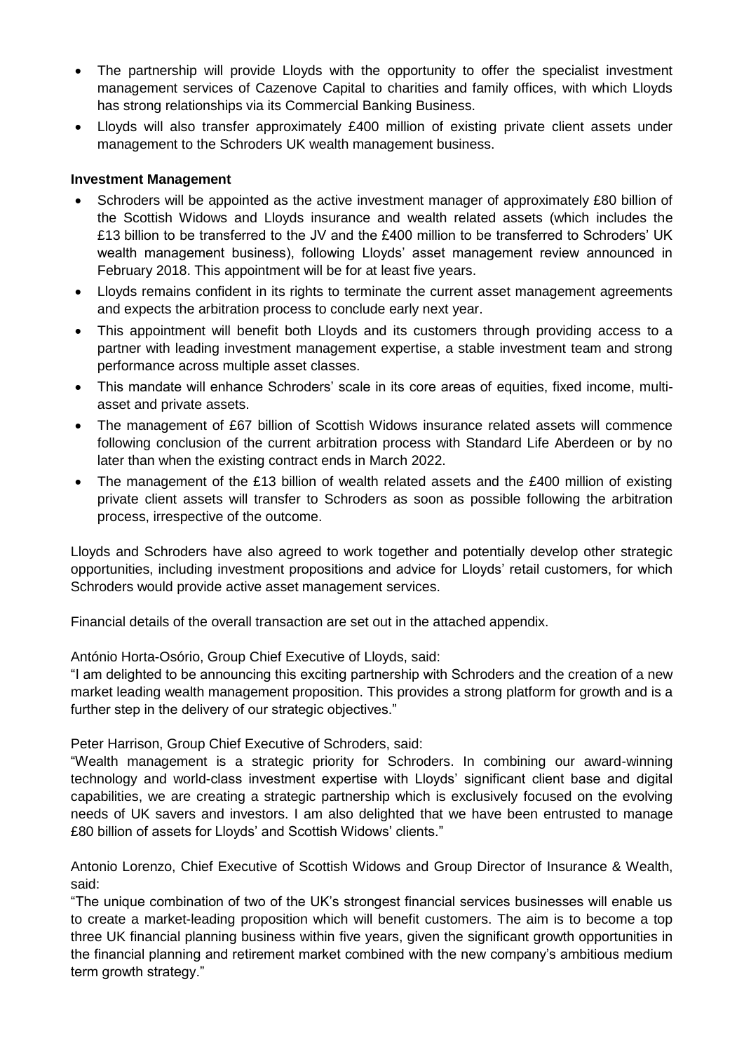- The partnership will provide Lloyds with the opportunity to offer the specialist investment management services of Cazenove Capital to charities and family offices, with which Lloyds has strong relationships via its Commercial Banking Business.
- Lloyds will also transfer approximately £400 million of existing private client assets under management to the Schroders UK wealth management business.

**Investment Management**

- Schroders will be appointed as the active investment manager of approximately £80 billion of the Scottish Widows and Lloyds insurance and wealth related assets (which includes the £13 billion to be transferred to the JV and the £400 million to be transferred to Schroders' UK wealth management business), following Lloyds' asset management review announced in February 2018. This appointment will be for at least five years.
- Lloyds remains confident in its rights to terminate the current asset management agreements and expects the arbitration process to conclude early next year.
- This appointment will benefit both Lloyds and its customers through providing access to a partner with leading investment management expertise, a stable investment team and strong performance across multiple asset classes.
- This mandate will enhance Schroders' scale in its core areas of equities, fixed income, multi-asset and private assets.
- The management of £67 billion of Scottish Widows insurance related assets will commence following conclusion of the current arbitration process with Standard Life Aberdeen or by no later than when the existing contract ends in March 2022.
- The management of the £13 billion of wealth related assets and the £400 million of existing private client assets will transfer to Schroders as soon as possible following the arbitration process, irrespective of the outcome.

Lloyds and Schroders have also agreed to work together and potentially develop other strategic opportunities, including investment propositions and advice for Lloyds' retail customers, for which Schroders would provide active asset management services.

Financial details of the overall transaction are set out in the attached appendix.

António Horta-Osório, Group Chief Executive of Lloyds, said:
"I am delighted to be announcing this exciting partnership with Schroders and the creation of a new market leading wealth management proposition. This provides a strong platform for growth and is a further step in the delivery of our strategic objectives."

Peter Harrison, Group Chief Executive of Schroders, said:
"Wealth management is a strategic priority for Schroders. In combining our award-winning technology and world-class investment expertise with Lloyds' significant client base and digital capabilities, we are creating a strategic partnership which is exclusively focused on the evolving needs of UK savers and investors. I am also delighted that we have been entrusted to manage £80 billion of assets for Lloyds' and Scottish Widows' clients."

Antonio Lorenzo, Chief Executive of Scottish Widows and Group Director of Insurance & Wealth, said:
"The unique combination of two of the UK's strongest financial services businesses will enable us to create a market-leading proposition which will benefit customers. The aim is to become a top three UK financial planning business within five years, given the significant growth opportunities in the financial planning and retirement market combined with the new company's ambitious medium term growth strategy."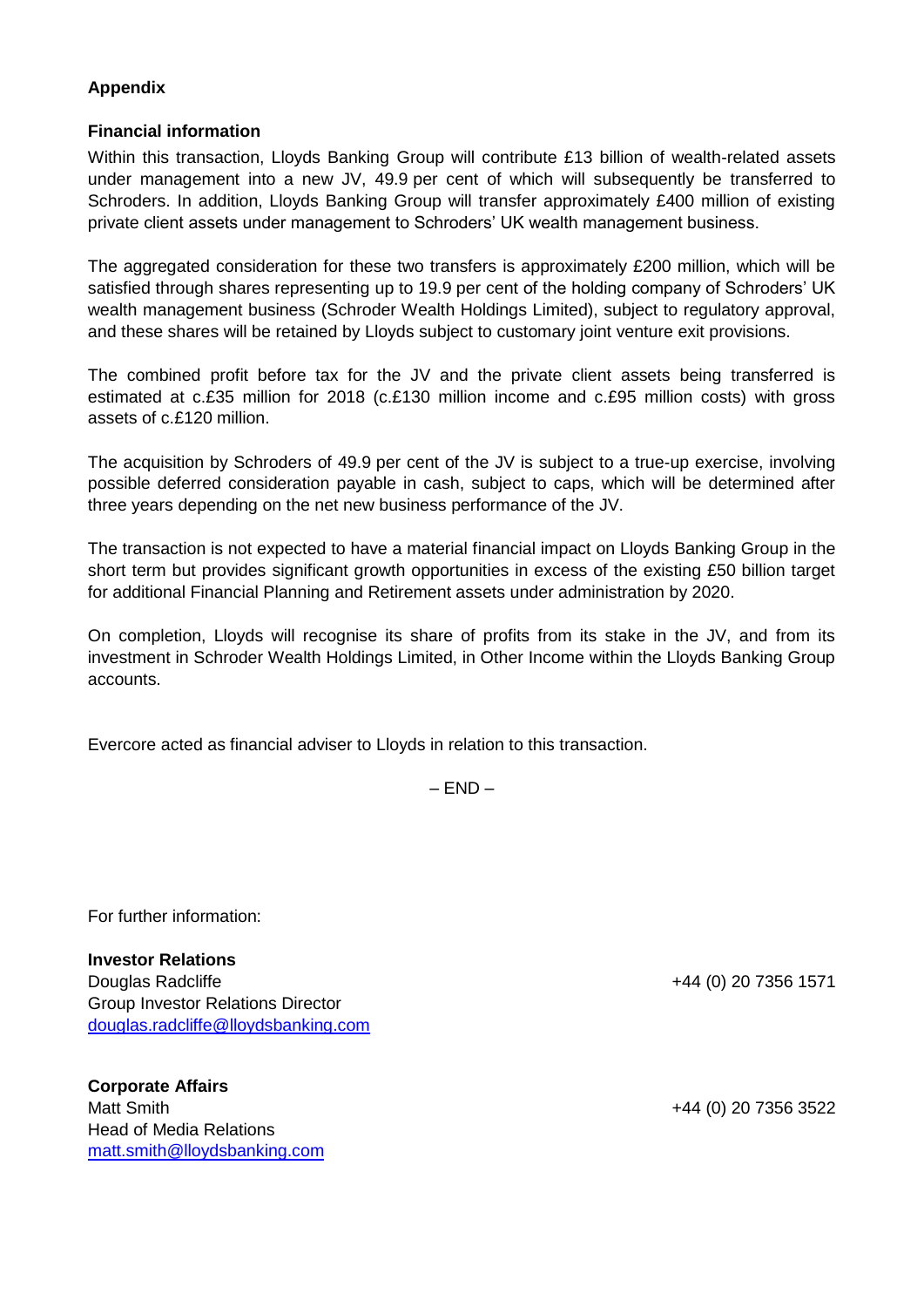**Appendix**

**Financial information**

Within this transaction, Lloyds Banking Group will contribute £13 billion of wealth-related assets under management into a new JV, 49.9 per cent of which will subsequently be transferred to Schroders. In addition, Lloyds Banking Group will transfer approximately £400 million of existing private client assets under management to Schroders' UK wealth management business.

The aggregated consideration for these two transfers is approximately £200 million, which will be satisfied through shares representing up to 19.9 per cent of the holding company of Schroders' UK wealth management business (Schroder Wealth Holdings Limited), subject to regulatory approval, and these shares will be retained by Lloyds subject to customary joint venture exit provisions.

The combined profit before tax for the JV and the private client assets being transferred is estimated at c.£35 million for 2018 (c.£130 million income and c.£95 million costs) with gross assets of c.£120 million.

The acquisition by Schroders of 49.9 per cent of the JV is subject to a true-up exercise, involving possible deferred consideration payable in cash, subject to caps, which will be determined after three years depending on the net new business performance of the JV.

The transaction is not expected to have a material financial impact on Lloyds Banking Group in the short term but provides significant growth opportunities in excess of the existing £50 billion target for additional Financial Planning and Retirement assets under administration by 2020.

On completion, Lloyds will recognise its share of profits from its stake in the JV, and from its investment in Schroder Wealth Holdings Limited, in Other Income within the Lloyds Banking Group accounts.

Evercore acted as financial adviser to Lloyds in relation to this transaction.

– END –

For further information:

**Investor Relations**
Douglas Radcliffe +44 (0) 20 7356 1571
Group Investor Relations Director
douglas.radcliffe@lloydsbanking.com

**Corporate Affairs**
Matt Smith +44 (0) 20 7356 3522
Head of Media Relations
matt.smith@lloydsbanking.com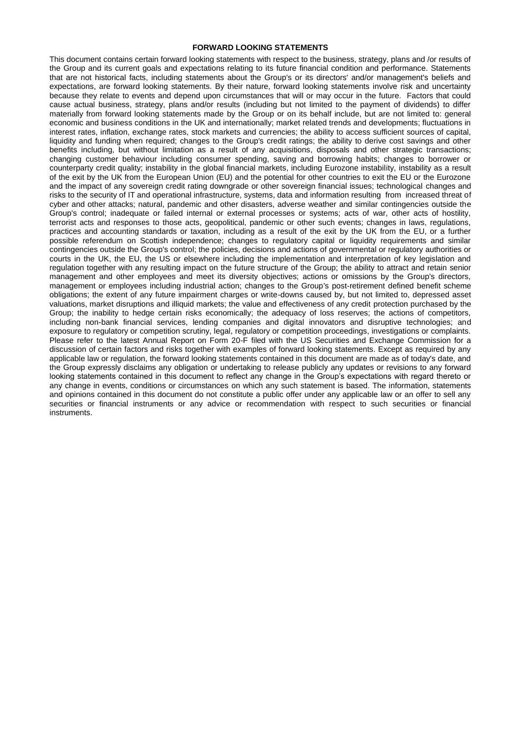## FORWARD LOOKING STATEMENTS

This document contains certain forward looking statements with respect to the business, strategy, plans and /or results of the Group and its current goals and expectations relating to its future financial condition and performance. Statements that are not historical facts, including statements about the Group's or its directors' and/or management's beliefs and expectations, are forward looking statements. By their nature, forward looking statements involve risk and uncertainty because they relate to events and depend upon circumstances that will or may occur in the future. Factors that could cause actual business, strategy, plans and/or results (including but not limited to the payment of dividends) to differ materially from forward looking statements made by the Group or on its behalf include, but are not limited to: general economic and business conditions in the UK and internationally; market related trends and developments; fluctuations in interest rates, inflation, exchange rates, stock markets and currencies; the ability to access sufficient sources of capital, liquidity and funding when required; changes to the Group's credit ratings; the ability to derive cost savings and other benefits including, but without limitation as a result of any acquisitions, disposals and other strategic transactions; changing customer behaviour including consumer spending, saving and borrowing habits; changes to borrower or counterparty credit quality; instability in the global financial markets, including Eurozone instability, instability as a result of the exit by the UK from the European Union (EU) and the potential for other countries to exit the EU or the Eurozone and the impact of any sovereign credit rating downgrade or other sovereign financial issues; technological changes and risks to the security of IT and operational infrastructure, systems, data and information resulting from increased threat of cyber and other attacks; natural, pandemic and other disasters, adverse weather and similar contingencies outside the Group's control; inadequate or failed internal or external processes or systems; acts of war, other acts of hostility, terrorist acts and responses to those acts, geopolitical, pandemic or other such events; changes in laws, regulations, practices and accounting standards or taxation, including as a result of the exit by the UK from the EU, or a further possible referendum on Scottish independence; changes to regulatory capital or liquidity requirements and similar contingencies outside the Group's control; the policies, decisions and actions of governmental or regulatory authorities or courts in the UK, the EU, the US or elsewhere including the implementation and interpretation of key legislation and regulation together with any resulting impact on the future structure of the Group; the ability to attract and retain senior management and other employees and meet its diversity objectives; actions or omissions by the Group's directors, management or employees including industrial action; changes to the Group's post-retirement defined benefit scheme obligations; the extent of any future impairment charges or write-downs caused by, but not limited to, depressed asset valuations, market disruptions and illiquid markets; the value and effectiveness of any credit protection purchased by the Group; the inability to hedge certain risks economically; the adequacy of loss reserves; the actions of competitors, including non-bank financial services, lending companies and digital innovators and disruptive technologies; and exposure to regulatory or competition scrutiny, legal, regulatory or competition proceedings, investigations or complaints. Please refer to the latest Annual Report on Form 20-F filed with the US Securities and Exchange Commission for a discussion of certain factors and risks together with examples of forward looking statements. Except as required by any applicable law or regulation, the forward looking statements contained in this document are made as of today's date, and the Group expressly disclaims any obligation or undertaking to release publicly any updates or revisions to any forward looking statements contained in this document to reflect any change in the Group's expectations with regard thereto or any change in events, conditions or circumstances on which any such statement is based. The information, statements and opinions contained in this document do not constitute a public offer under any applicable law or an offer to sell any securities or financial instruments or any advice or recommendation with respect to such securities or financial instruments.